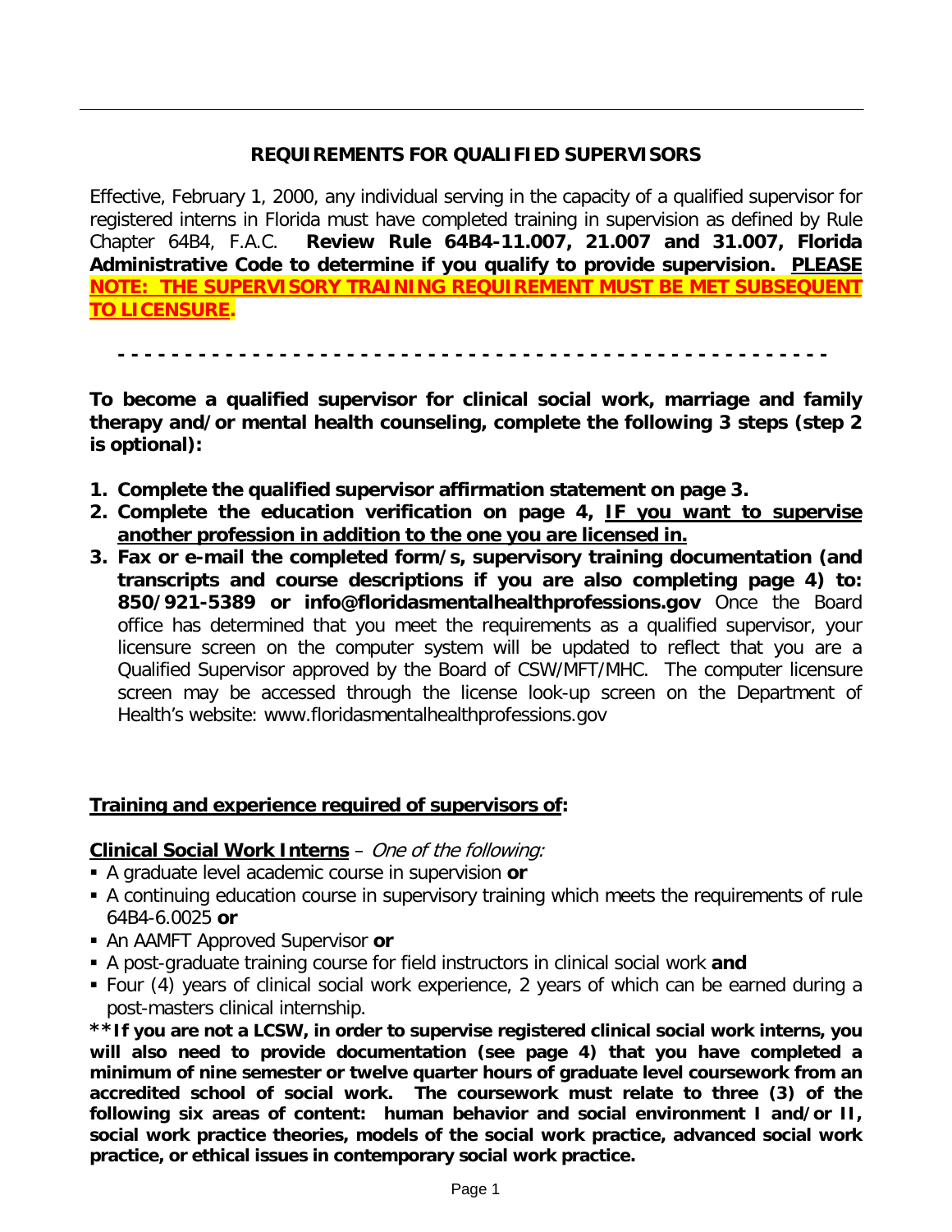## REQUIREMENTS FOR QUALIFIED SUPERVISORS

Effective, February 1, 2000, any individual serving in the capacity of a qualified supervisor for registered interns in Florida must have completed training in supervision as defined by Rule Chapter 64B4, F.A.C. **Review Rule 64B4-11.007, 21.007 and 31.007, Florida Administrative Code to determine if you qualify to provide supervision.** **PLEASE NOTE: THE SUPERVISORY TRAINING REQUIREMENT MUST BE MET SUBSEQUENT TO LICENSURE.**

- - - - - - - - - - - - - - - - - - - - - - - - - - - - - - - - - - - - - - - - - - - - - - - - - -

**To become a qualified supervisor for clinical social work, marriage and family therapy and/or mental health counseling, complete the following 3 steps (step 2 is optional):**

1. **Complete the qualified supervisor affirmation statement on page 3.**
2. **Complete the education verification on page 4, IF you want to supervise another profession in addition to the one you are licensed in.**
3. **Fax or e-mail the completed form/s, supervisory training documentation (and transcripts and course descriptions if you are also completing page 4) to: 850/921-5389 or info@floridasmentalhealthprofessions.gov** Once the Board office has determined that you meet the requirements as a qualified supervisor, your licensure screen on the computer system will be updated to reflect that you are a Qualified Supervisor approved by the Board of CSW/MFT/MHC. The computer licensure screen may be accessed through the license look-up screen on the Department of Health's website: www.floridasmentalhealthprofessions.gov

**Training and experience required of supervisors of:**

**Clinical Social Work Interns** – *One of the following:*

- A graduate level academic course in supervision **or**
- A continuing education course in supervisory training which meets the requirements of rule 64B4-6.0025 **or**
- An AAMFT Approved Supervisor **or**
- A post-graduate training course for field instructors in clinical social work **and**
- Four (4) years of clinical social work experience, 2 years of which can be earned during a post-masters clinical internship.

**\*\*If you are not a LCSW, in order to supervise registered clinical social work interns, you will also need to provide documentation (see page 4) that you have completed a minimum of nine semester or twelve quarter hours of graduate level coursework from an accredited school of social work. The coursework must relate to three (3) of the following six areas of content: human behavior and social environment I and/or II, social work practice theories, models of the social work practice, advanced social work practice, or ethical issues in contemporary social work practice.**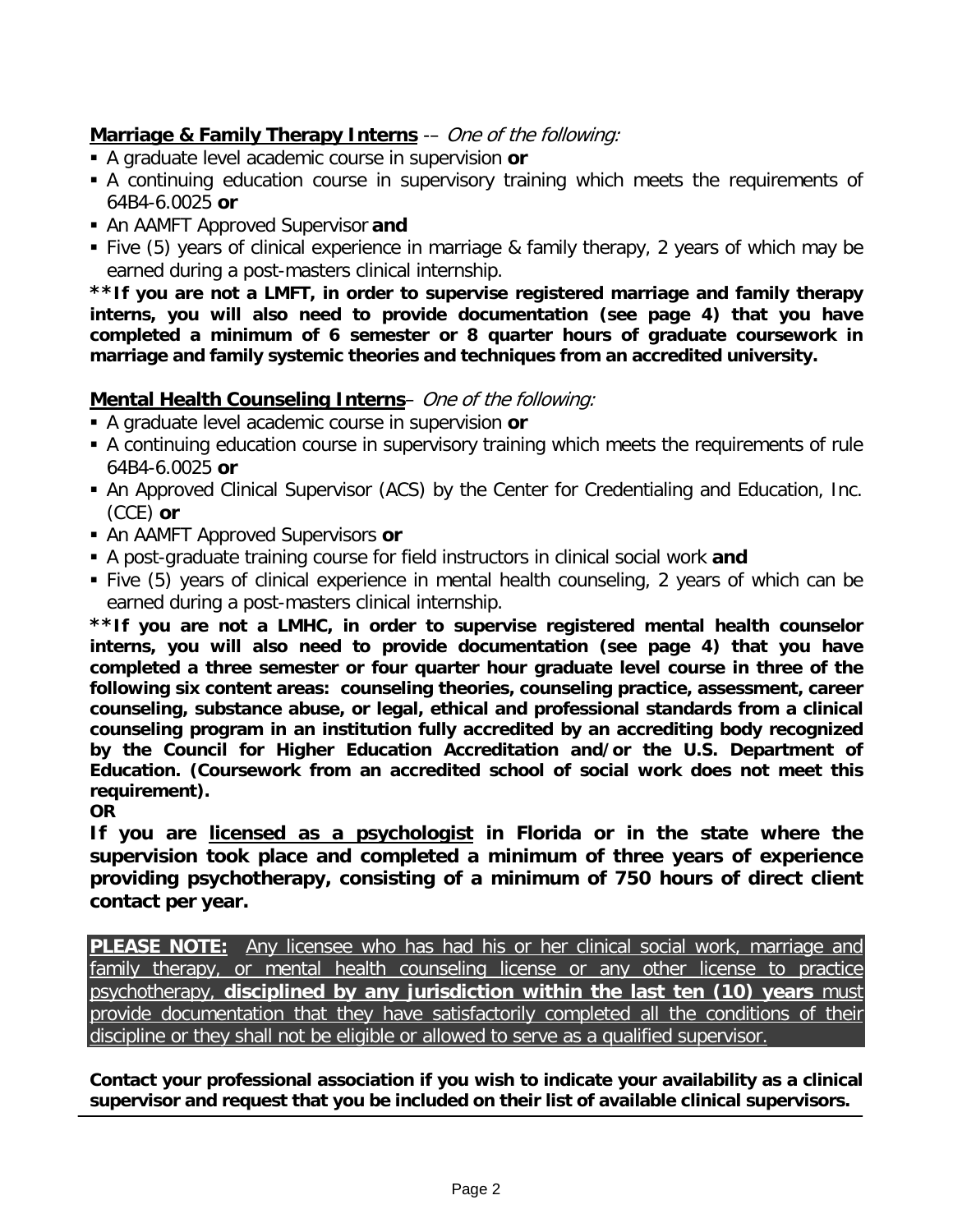**<u>Marriage & Family Therapy Interns</u>** –– *One of the following:*

- A graduate level academic course in supervision **or**
- A continuing education course in supervisory training which meets the requirements of 64B4-6.0025 **or**
- An AAMFT Approved Supervisor **and**
- Five (5) years of clinical experience in marriage & family therapy, 2 years of which may be earned during a post-masters clinical internship.

****If you are not a LMFT, in order to supervise registered marriage and family therapy interns, you will also need to provide documentation (see page 4) that you have completed a minimum of 6 semester or 8 quarter hours of graduate coursework in marriage and family systemic theories and techniques from an accredited university.**

**<u>Mental Health Counseling Interns</u>**– *One of the following:*

- A graduate level academic course in supervision **or**
- A continuing education course in supervisory training which meets the requirements of rule 64B4-6.0025 **or**
- An Approved Clinical Supervisor (ACS) by the Center for Credentialing and Education, Inc. (CCE) **or**
- An AAMFT Approved Supervisors **or**
- A post-graduate training course for field instructors in clinical social work **and**
- Five (5) years of clinical experience in mental health counseling, 2 years of which can be earned during a post-masters clinical internship.

****If you are not a LMHC, in order to supervise registered mental health counselor interns, you will also need to provide documentation (see page 4) that you have completed a three semester or four quarter hour graduate level course in three of the following six content areas: counseling theories, counseling practice, assessment, career counseling, substance abuse, or legal, ethical and professional standards from a clinical counseling program in an institution fully accredited by an accrediting body recognized by the Council for Higher Education Accreditation and/or the U.S. Department of Education. (Coursework from an accredited school of social work does not meet this requirement).**

**OR**

**If you are <u>licensed as a psychologist</u> in Florida or in the state where the supervision took place and completed a minimum of three years of experience providing psychotherapy, consisting of a minimum of 750 hours of direct client contact per year.**

**PLEASE NOTE:** <u>Any licensee who has had his or her clinical social work, marriage and family therapy, or mental health counseling license or any other license to practice psychotherapy, **disciplined by any jurisdiction within the last ten (10) years** must provide documentation that they have satisfactorily completed all the conditions of their discipline or they shall not be eligible or allowed to serve as a qualified supervisor.</u>

**Contact your professional association if you wish to indicate your availability as a clinical supervisor and request that you be included on their list of available clinical supervisors.**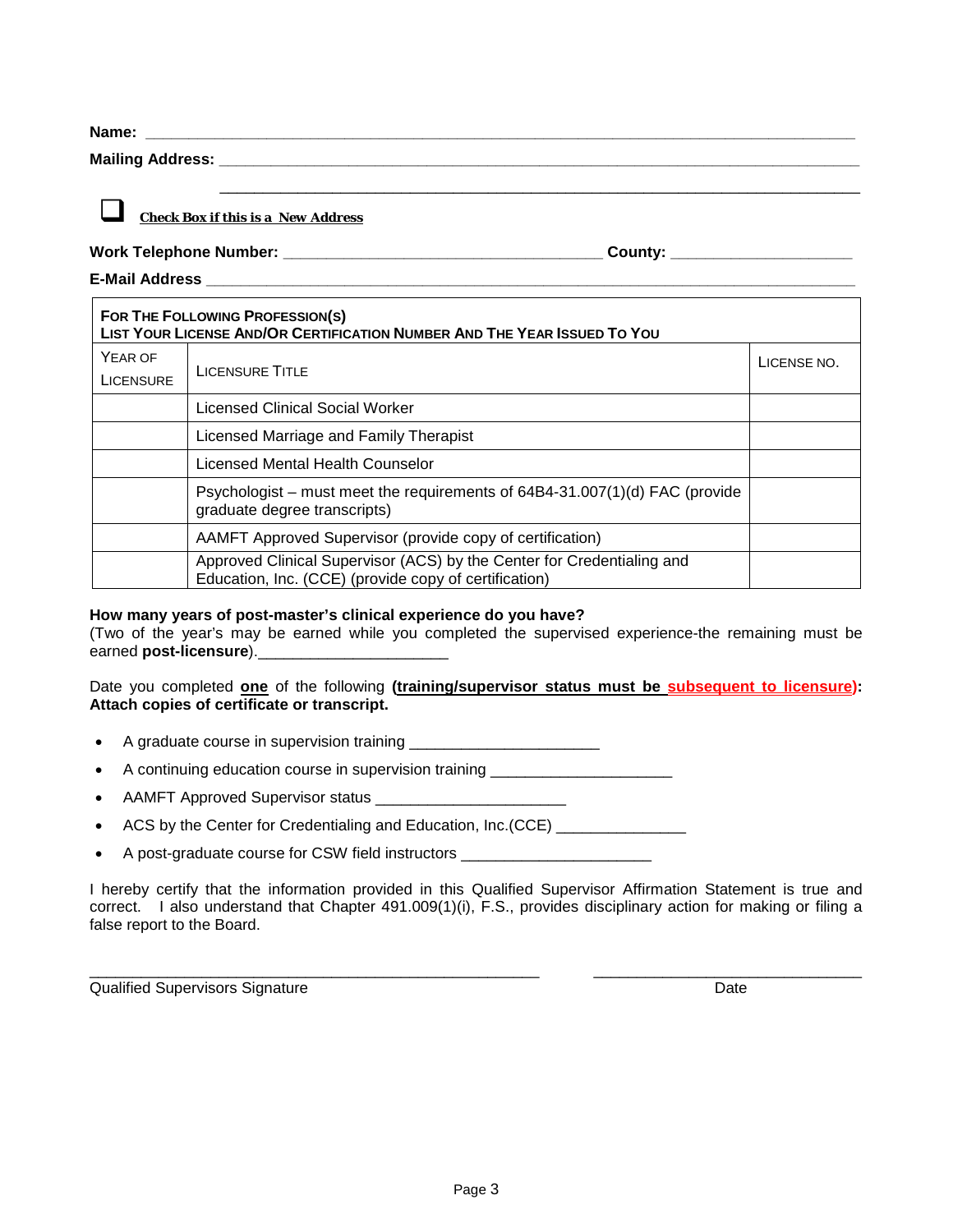**Name:** ______________________________________________________________________________

**Mailing Address:** _______________________________________________________________________

_______________________________________________________________________

☐ **Check Box if this is a New Address**

**Work Telephone Number:** ____________________________________ **County:** ____________________

**E-Mail Address** _________________________________________________________________________

| **For The Following Profession(s) List Your License And/Or Certification Number And The Year Issued To You** | | |
|---|---|---|
| Year of Licensure | Licensure Title | License No. |
| | Licensed Clinical Social Worker | |
| | Licensed Marriage and Family Therapist | |
| | Licensed Mental Health Counselor | |
| | Psychologist – must meet the requirements of 64B4-31.007(1)(d) FAC (provide graduate degree transcripts) | |
| | AAMFT Approved Supervisor (provide copy of certification) | |
| | Approved Clinical Supervisor (ACS) by the Center for Credentialing and Education, Inc. (CCE) (provide copy of certification) | |

**How many years of post-master's clinical experience do you have?**
(Two of the year's may be earned while you completed the supervised experience-the remaining must be earned **post-licensure**).____________________

Date you completed **one** of the following **(training/supervisor status must be subsequent to licensure): Attach copies of certificate or transcript.**

- A graduate course in supervision training ____________________
- A continuing education course in supervision training ____________________
- AAMFT Approved Supervisor status ____________________
- ACS by the Center for Credentialing and Education, Inc.(CCE) ______________
- A post-graduate course for CSW field instructors ____________________

I hereby certify that the information provided in this Qualified Supervisor Affirmation Statement is true and correct. I also understand that Chapter 491.009(1)(i), F.S., provides disciplinary action for making or filing a false report to the Board.

_______________________________________________ ____________________________

Qualified Supervisors Signature Date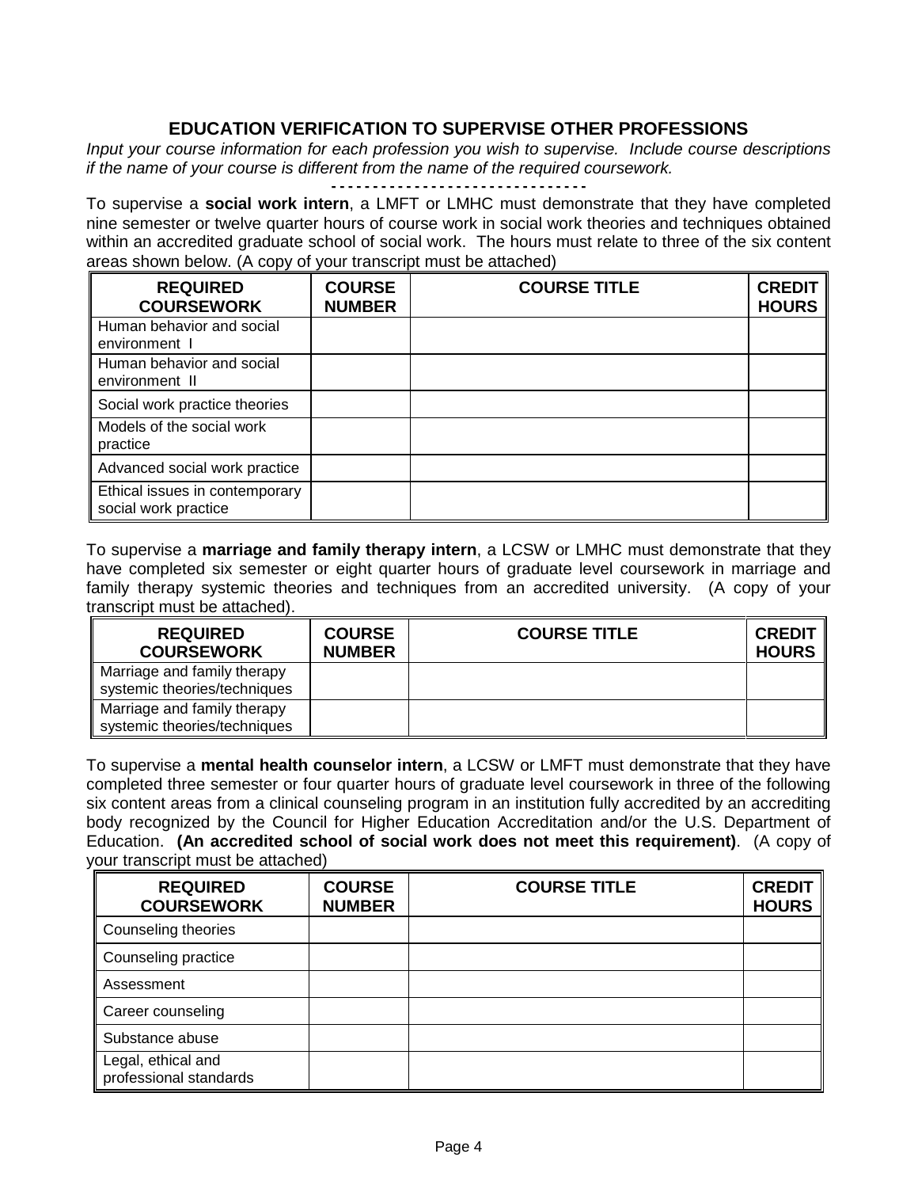## EDUCATION VERIFICATION TO SUPERVISE OTHER PROFESSIONS

*Input your course information for each profession you wish to supervise. Include course descriptions if the name of your course is different from the name of the required coursework.*

- - - - - - - - - - - - - - - - - - - - - - - - - - - - - -

To supervise a **social work intern**, a LMFT or LMHC must demonstrate that they have completed nine semester or twelve quarter hours of course work in social work theories and techniques obtained within an accredited graduate school of social work. The hours must relate to three of the six content areas shown below. (A copy of your transcript must be attached)

| REQUIRED COURSEWORK | COURSE NUMBER | COURSE TITLE | CREDIT HOURS |
|---|---|---|---|
| Human behavior and social environment I | | | |
| Human behavior and social environment II | | | |
| Social work practice theories | | | |
| Models of the social work practice | | | |
| Advanced social work practice | | | |
| Ethical issues in contemporary social work practice | | | |

To supervise a **marriage and family therapy intern**, a LCSW or LMHC must demonstrate that they have completed six semester or eight quarter hours of graduate level coursework in marriage and family therapy systemic theories and techniques from an accredited university. (A copy of your transcript must be attached).

| REQUIRED COURSEWORK | COURSE NUMBER | COURSE TITLE | CREDIT HOURS |
|---|---|---|---|
| Marriage and family therapy systemic theories/techniques | | | |
| Marriage and family therapy systemic theories/techniques | | | |

To supervise a **mental health counselor intern**, a LCSW or LMFT must demonstrate that they have completed three semester or four quarter hours of graduate level coursework in three of the following six content areas from a clinical counseling program in an institution fully accredited by an accrediting body recognized by the Council for Higher Education Accreditation and/or the U.S. Department of Education. **(An accredited school of social work does not meet this requirement)**. (A copy of your transcript must be attached)

| REQUIRED COURSEWORK | COURSE NUMBER | COURSE TITLE | CREDIT HOURS |
|---|---|---|---|
| Counseling theories | | | |
| Counseling practice | | | |
| Assessment | | | |
| Career counseling | | | |
| Substance abuse | | | |
| Legal, ethical and professional standards | | | |